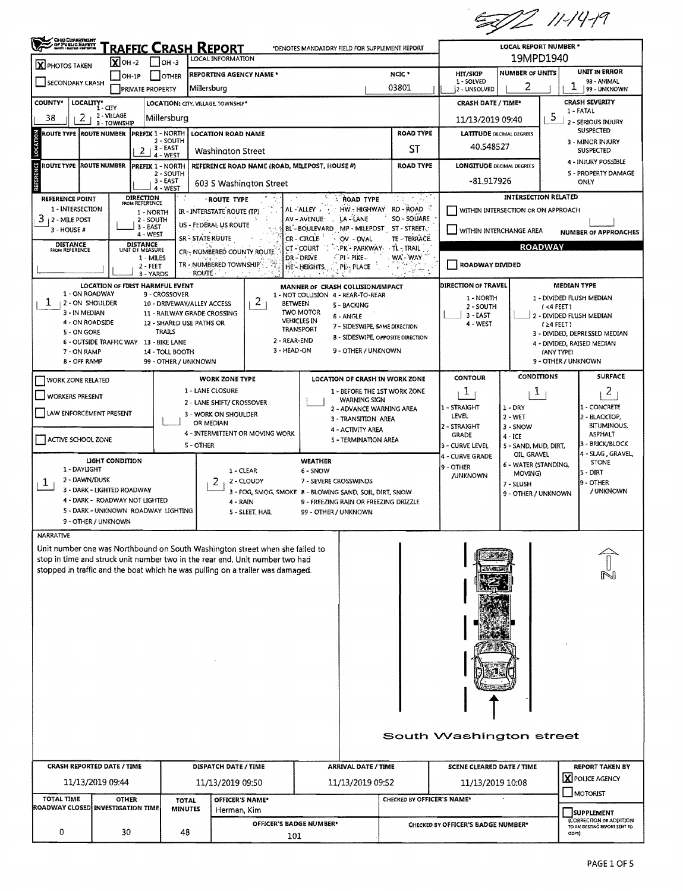SM 11-14-19

# Ohio Department of Public Safety — TRAFFIC CRASH REPORT

*DENOTES MANDATORY FIELD FOR SUPPLEMENT REPORT

| | |
|---|---|
| [X] PHOTOS TAKEN | [X] OH-2 [ ] OH-3 [ ] OH-1P [ ] OTHER |
| [ ] SECONDARY CRASH | [ ] PRIVATE PROPERTY |
| LOCAL INFORMATION | |
| REPORTING AGENCY NAME * | Millersburg |
| NCIC * | 03801 |
| LOCAL REPORT NUMBER * | 19MPD1940 |
| HIT/SKIP (1 - SOLVED, 2 - UNSOLVED) | |
| NUMBER OF UNITS | 2 |
| UNIT IN ERROR (98 - ANIMAL, 99 - UNKNOWN) | 1 |
| COUNTY* | 38 |
| LOCALITY* (1 - CITY, 2 - VILLAGE, 3 - TOWNSHIP) | 2 |
| LOCATION: CITY, VILLAGE, TOWNSHIP* | Millersburg |
| CRASH DATE / TIME* | 11/13/2019 09:40 |
| CRASH SEVERITY (1 - FATAL, 2 - SERIOUS INJURY SUSPECTED, 3 - MINOR INJURY SUSPECTED, 4 - INJURY POSSIBLE, 5 - PROPERTY DAMAGE ONLY) | 5 |

## LOCATION

| ROUTE TYPE | ROUTE NUMBER | PREFIX (1 - NORTH, 2 - SOUTH, 3 - EAST, 4 - WEST) | LOCATION ROAD NAME | ROAD TYPE | LATITUDE DECIMAL DEGREES |
|---|---|---|---|---|---|
| | | 2 | Washington Street | ST | 40.548527 |

## REFERENCE

| ROUTE TYPE | ROUTE NUMBER | PREFIX | REFERENCE ROAD NAME (ROAD, MILEPOST, HOUSE #) | ROAD TYPE | LONGITUDE DECIMAL DEGREES |
|---|---|---|---|---|---|
| | | | 603 S Washington Street | | -81.917926 |

| REFERENCE POINT (1 - INTERSECTION, 2 - MILE POST, 3 - HOUSE #) | DIRECTION FROM REFERENCE (1 - NORTH, 2 - SOUTH, 3 - EAST, 4 - WEST) | DISTANCE FROM REFERENCE | DISTANCE UNIT OF MEASURE (1 - MILES, 2 - FEET, 3 - YARDS) |
|---|---|---|---|
| 3 | | | |

ROUTE TYPE: IR - INTERSTATE ROUTE (TP); US - FEDERAL US ROUTE; SR - STATE ROUTE; CR - NUMBERED COUNTY ROUTE; TR - NUMBERED TOWNSHIP ROUTE

ROAD TYPE: AL - ALLEY; AV - AVENUE; BL - BOULEVARD; CR - CIRCLE; CT - COURT; DR - DRIVE; HE - HEIGHTS; HW - HIGHWAY; LA - LANE; MP - MILEPOST; OV - OVAL; PK - PARKWAY; PI - PIKE; PL - PLACE; RD - ROAD; SQ - SQUARE; ST - STREET; TE - TERRACE; TL - TRAIL; WA - WAY

### INTERSECTION RELATED

[ ] WITHIN INTERSECTION OR ON APPROACH

[ ] WITHIN INTERCHANGE AREA

NUMBER OF APPROACHES:

### ROADWAY

[ ] ROADWAY DIVIDED

| Field | Value |
|---|---|
| LOCATION OF FIRST HARMFUL EVENT (1 - ON ROADWAY, 2 - ON SHOULDER, 3 - IN MEDIAN, 4 - ON ROADSIDE, 5 - ON GORE, 6 - OUTSIDE TRAFFIC WAY, 7 - ON RAMP, 8 - OFF RAMP, 9 - CROSSOVER, 10 - DRIVEWAY/ALLEY ACCESS, 11 - RAILWAY GRADE CROSSING, 12 - SHARED USE PATHS OR TRAILS, 13 - BIKE LANE, 14 - TOLL BOOTH, 99 - OTHER / UNKNOWN) | 1 |
| MANNER OF CRASH COLLISION/IMPACT (1 - NOT COLLISION BETWEEN TWO MOTOR VEHICLES IN TRANSPORT, 2 - REAR-END, 3 - HEAD-ON, 4 - REAR-TO-REAR, 5 - BACKING, 6 - ANGLE, 7 - SIDESWIPE, SAME DIRECTION, 8 - SIDESWIPE, OPPOSITE DIRECTION, 9 - OTHER / UNKNOWN) | 2 |
| DIRECTION OF TRAVEL (1 - NORTH, 2 - SOUTH, 3 - EAST, 4 - WEST) | |
| MEDIAN TYPE (1 - DIVIDED FLUSH MEDIAN (<4 FEET), 2 - DIVIDED FLUSH MEDIAN (≥4 FEET), 3 - DIVIDED, DEPRESSED MEDIAN, 4 - DIVIDED, RAISED MEDIAN (ANY TYPE), 9 - OTHER / UNKNOWN) | |

| Field | Value |
|---|---|
| [ ] WORK ZONE RELATED | |
| [ ] WORKERS PRESENT | |
| [ ] LAW ENFORCEMENT PRESENT | |
| [ ] ACTIVE SCHOOL ZONE | |
| WORK ZONE TYPE (1 - LANE CLOSURE, 2 - LANE SHIFT/ CROSSOVER, 3 - WORK ON SHOULDER OR MEDIAN, 4 - INTERMITTENT OR MOVING WORK, 5 - OTHER) | |
| LOCATION OF CRASH IN WORK ZONE (1 - BEFORE THE 1ST WORK ZONE WARNING SIGN, 2 - ADVANCE WARNING AREA, 3 - TRANSITION AREA, 4 - ACTIVITY AREA, 5 - TERMINATION AREA) | |
| CONTOUR (1 - STRAIGHT LEVEL, 2 - STRAIGHT GRADE, 3 - CURVE LEVEL, 4 - CURVE GRADE, 9 - OTHER /UNKNOWN) | 1 |
| CONDITIONS (1 - DRY, 2 - WET, 3 - SNOW, 4 - ICE, 5 - SAND, MUD, DIRT, OIL, GRAVEL, 6 - WATER (STANDING, MOVING), 7 - SLUSH, 9 - OTHER / UNKNOWN) | 1 |
| SURFACE (1 - CONCRETE, 2 - BLACKTOP, BITUMINOUS, ASPHALT, 3 - BRICK/BLOCK, 4 - SLAG, GRAVEL, STONE, 5 - DIRT, 9 - OTHER / UNKNOWN) | 2 |
| LIGHT CONDITION (1 - DAYLIGHT, 2 - DAWN/DUSK, 3 - DARK - LIGHTED ROADWAY, 4 - DARK - ROADWAY NOT LIGHTED, 5 - DARK - UNKNOWN ROADWAY LIGHTING, 9 - OTHER / UNKNOWN) | 1 |
| WEATHER (1 - CLEAR, 2 - CLOUDY, 3 - FOG, SMOG, SMOKE, 4 - RAIN, 5 - SLEET, HAIL, 6 - SNOW, 7 - SEVERE CROSSWINDS, 8 - BLOWING SAND, SOIL, DIRT, SNOW, 9 - FREEZING RAIN OR FREEZING DRIZZLE, 99 - OTHER / UNKNOWN) | 2 |

## NARRATIVE

Unit number one was Northbound on South Washington street when she failed to stop in time and struck unit number two in the rear end. Unit number two had stopped in traffic and the boat which he was pulling on a trailer was damaged.

South Washington street

| CRASH REPORTED DATE / TIME | DISPATCH DATE / TIME | ARRIVAL DATE / TIME | SCENE CLEARED DATE / TIME | REPORT TAKEN BY |
|---|---|---|---|---|
| 11/13/2019 09:44 | 11/13/2019 09:50 | 11/13/2019 09:52 | 11/13/2019 10:08 | [X] POLICE AGENCY [ ] MOTORIST |

| TOTAL TIME ROADWAY CLOSED | OTHER INVESTIGATION TIME | TOTAL MINUTES | OFFICER'S NAME* | OFFICER'S BADGE NUMBER* | CHECKED BY OFFICER'S NAME* | CHECKED BY OFFICER'S BADGE NUMBER* |
|---|---|---|---|---|---|---|
| 0 | 30 | 48 | Herman, Kim | 101 | | |

[ ] SUPPLEMENT (CORRECTION OR ADDITION TO AN EXISTING REPORT SENT TO ODPS)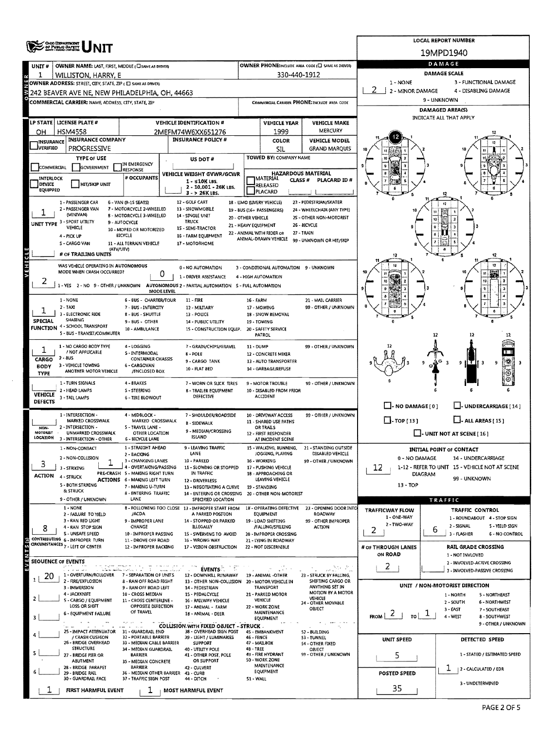# UNIT

**LOCAL REPORT NUMBER:** 19MPD1940

| Field | Value |
|---|---|
| UNIT # | 1 |
| OWNER NAME: LAST, FIRST, MIDDLE | WILLISTON, HARRY, E |
| OWNER PHONE | 330-440-1912 |
| OWNER ADDRESS: STREET, CITY, STATE, ZIP | 242 BEAVER AVE NE, NEW PHILADELPHIA, OH, 44663 |
| COMMERCIAL CARRIER: NAME, ADDRESS, CITY, STATE, ZIP | |
| COMMERCIAL CARRIER PHONE | |
| LP STATE | OH |
| LICENSE PLATE # | HSM4558 |
| VEHICLE IDENTIFICATION # | 2MEFM74W6XX651276 |
| VEHICLE YEAR | 1999 |
| VEHICLE MAKE | MERCURY |
| INSURANCE COMPANY | PROGRESSIVE |
| INSURANCE POLICY # | |
| COLOR | SIL |
| VEHICLE MODEL | GRAND MARQUIS |
| TOWED BY: COMPANY NAME | |
| US DOT # | |
| # OCCUPANTS | |
| UNIT TYPE | 1 |
| # OF TRAILING UNITS | |
| WAS VEHICLE OPERATING IN AUTONOMOUS MODE WHEN CRASH OCCURRED? | 2 |
| AUTONOMOUS MODE LEVEL | 0 |
| SPECIAL FUNCTION | 1 |
| CARGO BODY TYPE | 1 |
| VEHICLE DEFECTS | |
| NON-MOTORIST LOCATION | |
| ACTION | 3 |
| PRE-CRASH ACTIONS | 1 |
| CONTRIBUTING CIRCUMSTANCES | 8 |

## DAMAGE

| Field | Value |
|---|---|
| DAMAGE SCALE | 2 - MINOR DAMAGE |
| DAMAGED AREA(S) | 12 |
| INITIAL POINT OF CONTACT | 12 |

## TRAFFIC

| Field | Value |
|---|---|
| TRAFFICWAY FLOW | 2 |
| TRAFFIC CONTROL | 6 |
| # OF THROUGH LANES ON ROAD | 2 |
| RAIL GRADE CROSSING | |
| UNIT / NON-MOTORIST DIRECTION | FROM 2 TO 1 |
| UNIT SPEED | 5 |
| DETECTED SPEED | 1 |
| POSTED SPEED | 35 |

## SEQUENCE OF EVENTS

| # | Event |
|---|---|
| 1 | 20 |
| 2 | |
| 3 | |
| 4 | |
| 5 | |
| 6 | |

FIRST HARMFUL EVENT: 1 | MOST HARMFUL EVENT: 1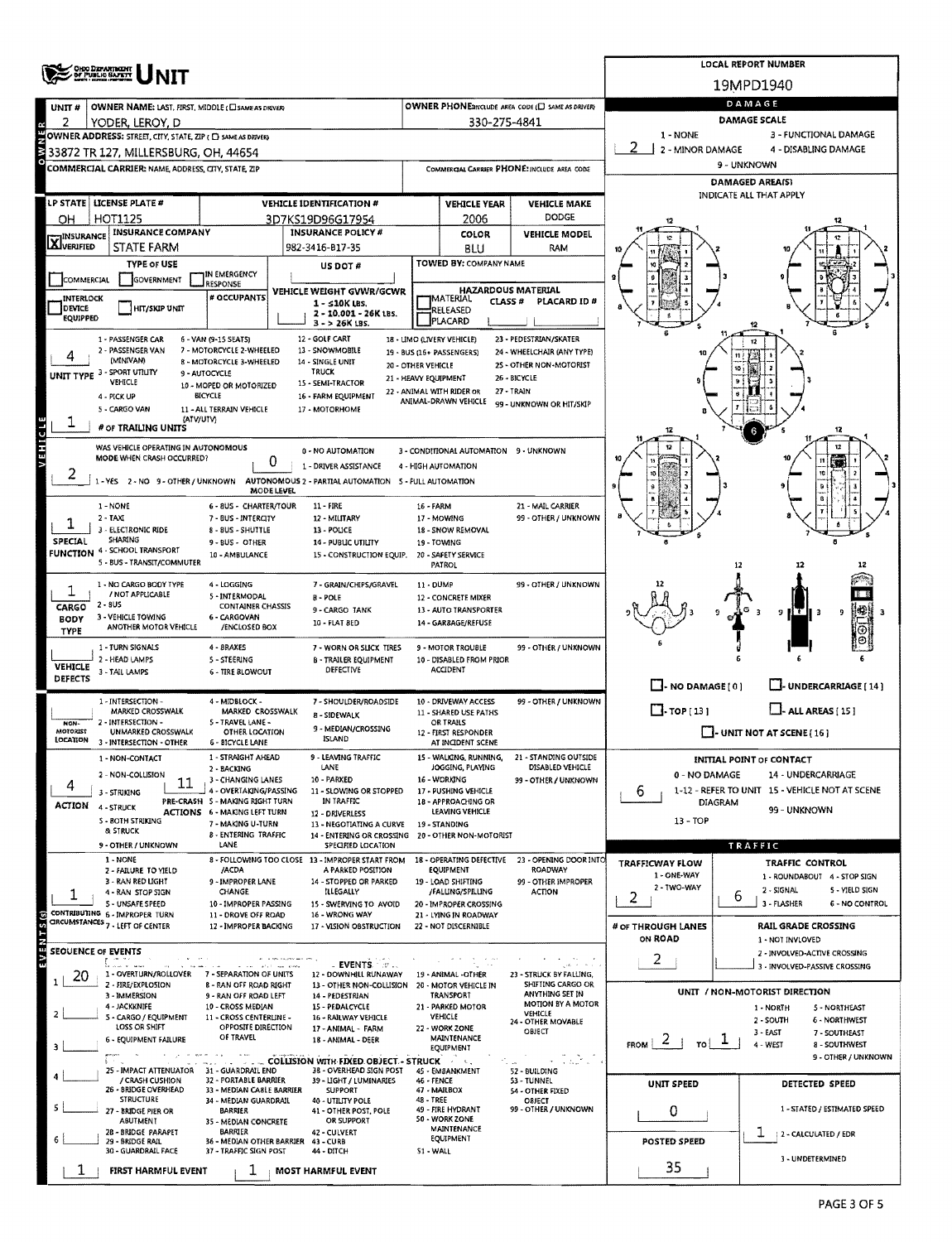# OHIO DEPARTMENT OF PUBLIC SAFETY UNIT

**LOCAL REPORT NUMBER:** 19MPD1940

| Field | Value |
|---|---|
| UNIT # | 2 |
| OWNER NAME: LAST, FIRST, MIDDLE (☐ SAME AS DRIVER) | YODER, LEROY, D |
| OWNER PHONE (INCLUDE AREA CODE) (☐ SAME AS DRIVER) | 330-275-4841 |
| OWNER ADDRESS: STREET, CITY, STATE, ZIP (☐ SAME AS DRIVER) | 33872 TR 127, MILLERSBURG, OH, 44654 |
| COMMERCIAL CARRIER: NAME, ADDRESS, CITY, STATE, ZIP | |
| COMMERCIAL CARRIER PHONE: INCLUDE AREA CODE | |
| LP STATE | OH |
| LICENSE PLATE # | HOT1125 |
| VEHICLE IDENTIFICATION # | 3D7KS19D96G17954 |
| VEHICLE YEAR | 2006 |
| VEHICLE MAKE | DODGE |
| INSURANCE | [X] VERIFIED |
| INSURANCE COMPANY | STATE FARM |
| INSURANCE POLICY # | 982-3416-B17-35 |
| COLOR | BLU |
| VEHICLE MODEL | RAM |
| TYPE OF USE | ☐ COMMERCIAL ☐ GOVERNMENT ☐ IN EMERGENCY RESPONSE ☐ INTERLOCK DEVICE EQUIPPED ☐ HIT/SKIP UNIT |
| US DOT # | |
| TOWED BY: COMPANY NAME | |
| # OCCUPANTS | |
| VEHICLE WEIGHT GVWR/GCWR | 1 - ≤10K LBS. 2 - 10.001 - 26K LBS. 3 - > 26K LBS. |
| HAZARDOUS MATERIAL | ☐ MATERIAL RELEASED ☐ PLACARD; CLASS #; PLACARD ID # |
| UNIT TYPE | 4 |
| # OF TRAILING UNITS | 1 |
| WAS VEHICLE OPERATING IN AUTONOMOUS MODE WHEN CRASH OCCURRED? | 2 |
| AUTONOMOUS MODE LEVEL | 0 |
| SPECIAL FUNCTION | 1 |
| CARGO BODY TYPE | 1 |
| VEHICLE DEFECTS | |
| NON-MOTORIST LOCATION | |
| ACTION | 4 |
| PRE-CRASH ACTIONS | 11 |
| CONTRIBUTING CIRCUMSTANCES | 1 |

**UNIT TYPE:** 1 - PASSENGER CAR; 2 - PASSENGER VAN (MINIVAN); 3 - SPORT UTILITY VEHICLE; 4 - PICK UP; 5 - CARGO VAN; 6 - VAN (9-15 SEATS); 7 - MOTORCYCLE 2-WHEELED; 8 - MOTORCYCLE 3-WHEELED; 9 - AUTOCYCLE; 10 - MOPED OR MOTORIZED BICYCLE; 11 - ALL TERRAIN VEHICLE (ATV/UTV); 12 - GOLF CART; 13 - SNOWMOBILE; 14 - SINGLE UNIT TRUCK; 15 - SEMI-TRACTOR; 16 - FARM EQUIPMENT; 17 - MOTORHOME; 18 - LIMO (LIVERY VEHICLE); 19 - BUS (16+ PASSENGERS); 20 - OTHER VEHICLE; 21 - HEAVY EQUIPMENT; 22 - ANIMAL WITH RIDER OR ANIMAL-DRAWN VEHICLE; 23 - PEDESTRIAN/SKATER; 24 - WHEELCHAIR (ANY TYPE); 25 - OTHER NON-MOTORIST; 26 - BICYCLE; 27 - TRAIN; 99 - UNKNOWN OR HIT/SKIP

**AUTONOMOUS:** 1 - YES 2 - NO 9 - OTHER / UNKNOWN; 0 - NO AUTOMATION; 1 - DRIVER ASSISTANCE; 2 - PARTIAL AUTOMATION; 3 - CONDITIONAL AUTOMATION; 4 - HIGH AUTOMATION; 5 - FULL AUTOMATION; 9 - UNKNOWN

**SPECIAL FUNCTION:** 1 - NONE; 2 - TAXI; 3 - ELECTRONIC RIDE SHARING; 4 - SCHOOL TRANSPORT; 5 - BUS - TRANSIT/COMMUTER; 6 - BUS - CHARTER/TOUR; 7 - BUS - INTERCITY; 8 - BUS - SHUTTLE; 9 - BUS - OTHER; 10 - AMBULANCE; 11 - FIRE; 12 - MILITARY; 13 - POLICE; 14 - PUBLIC UTILITY; 15 - CONSTRUCTION EQUIP.; 16 - FARM; 17 - MOWING; 18 - SNOW REMOVAL; 19 - TOWING; 20 - SAFETY SERVICE PATROL; 21 - MAIL CARRIER; 99 - OTHER / UNKNOWN

**CARGO BODY TYPE:** 1 - NO CARGO BODY TYPE / NOT APPLICABLE; 2 - BUS; 3 - VEHICLE TOWING ANOTHER MOTOR VEHICLE; 4 - LOGGING; 5 - INTERMODAL CONTAINER CHASSIS; 6 - CARGOVAN /ENCLOSED BOX; 7 - GRAIN/CHIPS/GRAVEL; 8 - POLE; 9 - CARGO TANK; 10 - FLAT BED; 11 - DUMP; 12 - CONCRETE MIXER; 13 - AUTO TRANSPORTER; 14 - GARBAGE/REFUSE; 99 - OTHER / UNKNOWN

**VEHICLE DEFECTS:** 1 - TURN SIGNALS; 2 - HEAD LAMPS; 3 - TAIL LAMPS; 4 - BRAKES; 5 - STEERING; 6 - TIRE BLOWOUT; 7 - WORN OR SLICK TIRES; 8 - TRAILER EQUIPMENT DEFECTIVE; 9 - MOTOR TROUBLE; 10 - DISABLED FROM PRIOR ACCIDENT; 99 - OTHER / UNKNOWN

**NON-MOTORIST LOCATION:** 1 - INTERSECTION - MARKED CROSSWALK; 2 - INTERSECTION - UNMARKED CROSSWALK; 3 - INTERSECTION - OTHER; 4 - MIDBLOCK - MARKED CROSSWALK; 5 - TRAVEL LANE - OTHER LOCATION; 6 - BICYCLE LANE; 7 - SHOULDER/ROADSIDE; 8 - SIDEWALK; 9 - MEDIAN/CROSSING ISLAND; 10 - DRIVEWAY ACCESS; 11 - SHARED USE PATHS OR TRAILS; 12 - FIRST RESPONDER AT INCIDENT SCENE; 99 - OTHER / UNKNOWN

**ACTION:** 1 - NON-CONTACT; 2 - NON-COLLISION; 3 - STRIKING; 4 - STRUCK; 5 - BOTH STRIKING & STRUCK; 9 - OTHER / UNKNOWN

**PRE-CRASH ACTIONS:** 1 - STRAIGHT AHEAD; 2 - BACKING; 3 - CHANGING LANES; 4 - OVERTAKING/PASSING; 5 - MAKING RIGHT TURN; 6 - MAKING LEFT TURN; 7 - MAKING U-TURN; 8 - ENTERING TRAFFIC LANE; 9 - LEAVING TRAFFIC LANE; 10 - PARKED; 11 - SLOWING OR STOPPED IN TRAFFIC; 12 - DRIVERLESS; 13 - NEGOTIATING A CURVE; 14 - ENTERING OR CROSSING SPECIFIED LOCATION; 15 - WALKING, RUNNING, JOGGING, PLAYING; 16 - WORKING; 17 - PUSHING VEHICLE; 18 - APPROACHING OR LEAVING VEHICLE; 19 - STANDING; 20 - OTHER NON-MOTORIST; 21 - STANDING OUTSIDE DISABLED VEHICLE; 99 - OTHER / UNKNOWN

**CONTRIBUTING CIRCUMSTANCES:** 1 - NONE; 2 - FAILURE TO YIELD; 3 - RAN RED LIGHT; 4 - RAN STOP SIGN; 5 - UNSAFE SPEED; 6 - IMPROPER TURN; 7 - LEFT OF CENTER; 8 - FOLLOWING TOO CLOSE /ACDA; 9 - IMPROPER LANE CHANGE; 10 - IMPROPER PASSING; 11 - DROVE OFF ROAD; 12 - IMPROPER BACKING; 13 - IMPROPER START FROM A PARKED POSITION; 14 - STOPPED OR PARKED ILLEGALLY; 15 - SWERVING TO AVOID; 16 - WRONG WAY; 17 - VISION OBSTRUCTION; 18 - OPERATING DEFECTIVE EQUIPMENT; 19 - LOAD SHIFTING /FALLING/SPILLING; 20 - IMPROPER CROSSING; 21 - LYING IN ROADWAY; 22 - NOT DISCERNIBLE; 23 - OPENING DOOR INTO ROADWAY; 99 - OTHER IMPROPER ACTION

## SEQUENCE OF EVENTS

| # | Event |
|---|---|
| 1 | 20 |
| 2 | |
| 3 | |
| 4 | |
| 5 | |
| 6 | |

FIRST HARMFUL EVENT: 1 — MOST HARMFUL EVENT: 1

**EVENTS:** 1 - OVERTURN/ROLLOVER; 2 - FIRE/EXPLOSION; 3 - IMMERSION; 4 - JACKKNIFE; 5 - CARGO / EQUIPMENT LOSS OR SHIFT; 6 - EQUIPMENT FAILURE; 7 - SEPARATION OF UNITS; 8 - RAN OFF ROAD RIGHT; 9 - RAN OFF ROAD LEFT; 10 - CROSS MEDIAN; 11 - CROSS CENTERLINE - OPPOSITE DIRECTION OF TRAVEL; 12 - DOWNHILL RUNAWAY; 13 - OTHER NON-COLLISION; 14 - PEDESTRIAN; 15 - PEDALCYCLE; 16 - RAILWAY VEHICLE; 17 - ANIMAL - FARM; 18 - ANIMAL - DEER; 19 - ANIMAL -OTHER; 20 - MOTOR VEHICLE IN TRANSPORT; 21 - PARKED MOTOR VEHICLE; 22 - WORK ZONE MAINTENANCE EQUIPMENT; 23 - STRUCK BY FALLING, SHIFTING CARGO OR ANYTHING SET IN MOTION BY A MOTOR VEHICLE; 24 - OTHER MOVABLE OBJECT

**COLLISION WITH FIXED OBJECT - STRUCK:** 25 - IMPACT ATTENUATOR / CRASH CUSHION; 26 - BRIDGE OVERHEAD STRUCTURE; 27 - BRIDGE PIER OR ABUTMENT; 28 - BRIDGE PARAPET; 29 - BRIDGE RAIL; 30 - GUARDRAIL FACE; 31 - GUARDRAIL END; 32 - PORTABLE BARRIER; 33 - MEDIAN CABLE BARRIER; 34 - MEDIAN GUARDRAIL BARRIER; 35 - MEDIAN CONCRETE BARRIER; 36 - MEDIAN OTHER BARRIER; 37 - TRAFFIC SIGN POST; 38 - OVERHEAD SIGN POST; 39 - LIGHT / LUMINARIES SUPPORT; 40 - UTILITY POLE; 41 - OTHER POST, POLE OR SUPPORT; 42 - CULVERT; 43 - CURB; 44 - DITCH; 45 - EMBANKMENT; 46 - FENCE; 47 - MAILBOX; 48 - TREE; 49 - FIRE HYDRANT; 50 - WORK ZONE MAINTENANCE EQUIPMENT; 51 - WALL; 52 - BUILDING; 53 - TUNNEL; 54 - OTHER FIXED OBJECT; 99 - OTHER / UNKNOWN

## DAMAGE

DAMAGE SCALE: 2

1 - NONE; 2 - MINOR DAMAGE; 3 - FUNCTIONAL DAMAGE; 4 - DISABLING DAMAGE; 9 - UNKNOWN

DAMAGED AREA(S) — INDICATE ALL THAT APPLY: 6

☐ NO DAMAGE [0] ☐ UNDERCARRIAGE [14] ☐ TOP [13] ☐ ALL AREAS [15] ☐ UNIT NOT AT SCENE [16]

**INITIAL POINT OF CONTACT:** 6

0 - NO DAMAGE; 14 - UNDERCARRIAGE; 1-12 - REFER TO UNIT DIAGRAM; 15 - VEHICLE NOT AT SCENE; 13 - TOP; 99 - UNKNOWN

## TRAFFIC

| Field | Value |
|---|---|
| TRAFFICWAY FLOW (1 - ONE-WAY, 2 - TWO-WAY) | 2 |
| TRAFFIC CONTROL | 6 |
| # OF THROUGH LANES ON ROAD | 2 |
| RAIL GRADE CROSSING | |
| UNIT / NON-MOTORIST DIRECTION | FROM 2 TO 1 |
| UNIT SPEED | 0 |
| DETECTED SPEED | 1 |
| POSTED SPEED | 35 |

**TRAFFIC CONTROL:** 1 - ROUNDABOUT; 2 - SIGNAL; 3 - FLASHER; 4 - STOP SIGN; 5 - YIELD SIGN; 6 - NO CONTROL

**RAIL GRADE CROSSING:** 1 - NOT INVLOVED; 2 - INVOLVED-ACTIVE CROSSING; 3 - INVOLVED-PASSIVE CROSSING

**DIRECTION:** 1 - NORTH; 2 - SOUTH; 3 - EAST; 4 - WEST; 5 - NORTHEAST; 6 - NORTHWEST; 7 - SOUTHEAST; 8 - SOUTHWEST; 9 - OTHER / UNKNOWN

**DETECTED SPEED:** 1 - STATED / ESTIMATED SPEED; 2 - CALCULATED / EDR; 3 - UNDETERMINED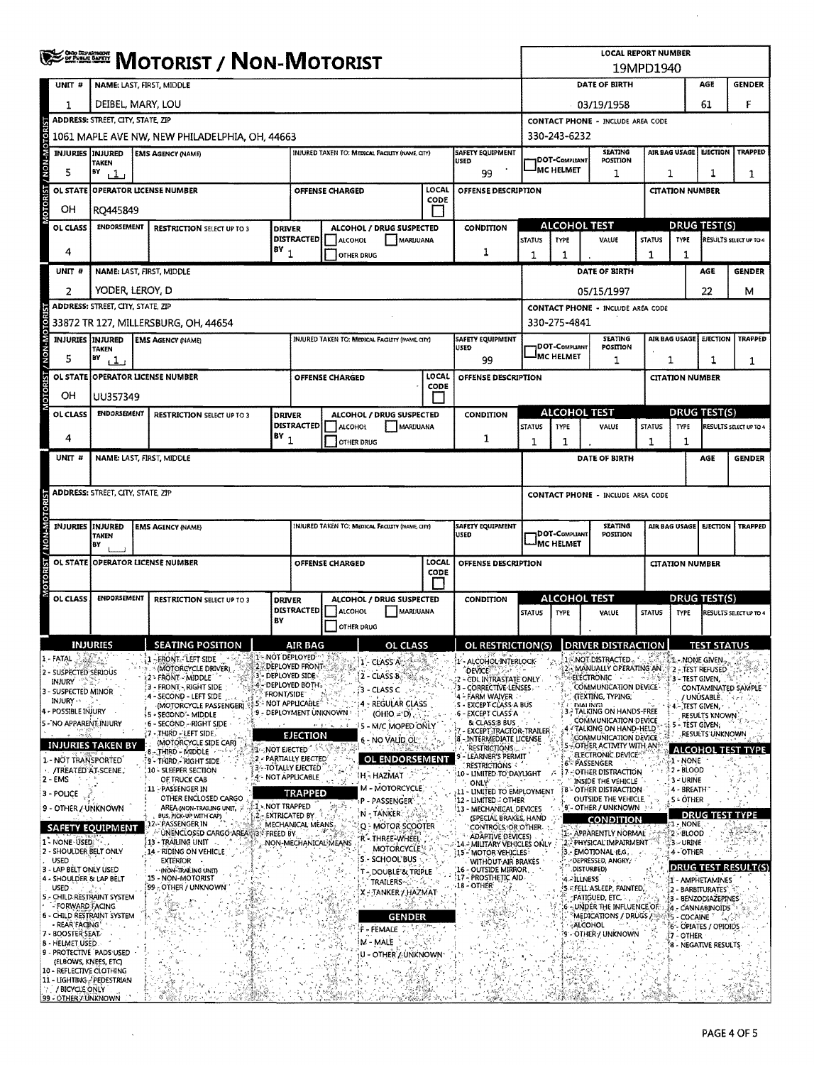# MOTORIST / NON-MOTORIST

**LOCAL REPORT NUMBER:** 19MPD1940

## Unit 1

| UNIT # | NAME: LAST, FIRST, MIDDLE | DATE OF BIRTH | AGE | GENDER |
|---|---|---|---|---|
| 1 | DEIBEL, MARY, LOU | 03/19/1958 | 61 | F |

| ADDRESS: STREET, CITY, STATE, ZIP | CONTACT PHONE - INCLUDE AREA CODE |
|---|---|
| 1061 MAPLE AVE NW, NEW PHILADELPHIA, OH, 44663 | 330-243-6232 |

| INJURIES | INJURED TAKEN BY | EMS AGENCY (NAME) | INJURED TAKEN TO: MEDICAL FACILITY (NAME, CITY) | SAFETY EQUIPMENT USED | DOT-COMPLIANT MC HELMET | SEATING POSITION | AIR BAG USAGE | EJECTION | TRAPPED |
|---|---|---|---|---|---|---|---|---|---|
| 5 | 1 | | | 99 | | 1 | 1 | 1 | 1 |

| OL STATE | OPERATOR LICENSE NUMBER | OFFENSE CHARGED | LOCAL CODE | OFFENSE DESCRIPTION | CITATION NUMBER |
|---|---|---|---|---|---|
| OH | RQ445849 | | | | |

| OL CLASS | ENDORSEMENT | RESTRICTION SELECT UP TO 3 | DRIVER DISTRACTED BY | ALCOHOL / DRUG SUSPECTED | CONDITION | ALCOHOL TEST STATUS | TYPE | VALUE | DRUG TEST(S) STATUS | TYPE | RESULTS SELECT UP TO 4 |
|---|---|---|---|---|---|---|---|---|---|---|---|
| 4 | | | 1 | | 1 | 1 | 1 | . | 1 | 1 | |

## Unit 2

| UNIT # | NAME: LAST, FIRST, MIDDLE | DATE OF BIRTH | AGE | GENDER |
|---|---|---|---|---|
| 2 | YODER, LEROY, D | 05/15/1997 | 22 | M |

| ADDRESS: STREET, CITY, STATE, ZIP | CONTACT PHONE - INCLUDE AREA CODE |
|---|---|
| 33872 TR 127, MILLERSBURG, OH, 44654 | 330-275-4841 |

| INJURIES | INJURED TAKEN BY | EMS AGENCY (NAME) | INJURED TAKEN TO: MEDICAL FACILITY (NAME, CITY) | SAFETY EQUIPMENT USED | DOT-COMPLIANT MC HELMET | SEATING POSITION | AIR BAG USAGE | EJECTION | TRAPPED |
|---|---|---|---|---|---|---|---|---|---|
| 5 | 1 | | | 99 | | 1 | 1 | 1 | 1 |

| OL STATE | OPERATOR LICENSE NUMBER | OFFENSE CHARGED | LOCAL CODE | OFFENSE DESCRIPTION | CITATION NUMBER |
|---|---|---|---|---|---|
| OH | UU357349 | | | | |

| OL CLASS | ENDORSEMENT | RESTRICTION SELECT UP TO 3 | DRIVER DISTRACTED BY | ALCOHOL / DRUG SUSPECTED | CONDITION | ALCOHOL TEST STATUS | TYPE | VALUE | DRUG TEST(S) STATUS | TYPE | RESULTS SELECT UP TO 4 |
|---|---|---|---|---|---|---|---|---|---|---|---|
| 4 | | | 1 | | 1 | 1 | 1 | . | 1 | 1 | |

## Unit (blank)

| UNIT # | NAME: LAST, FIRST, MIDDLE | DATE OF BIRTH | AGE | GENDER |
|---|---|---|---|---|
| | | | | |

## Codes

**INJURIES**
1 - FATAL
2 - SUSPECTED SERIOUS INJURY
3 - SUSPECTED MINOR INJURY
4 - POSSIBLE INJURY
5 - NO APPARENT INJURY

**INJURIES TAKEN BY**
1 - NOT TRANSPORTED /TREATED AT SCENE
2 - EMS
3 - POLICE
9 - OTHER / UNKNOWN

**SAFETY EQUIPMENT**
1 - NONE USED
2 - SHOULDER BELT ONLY USED
3 - LAP BELT ONLY USED
4 - SHOULDER & LAP BELT USED
5 - CHILD RESTRAINT SYSTEM - FORWARD FACING
6 - CHILD RESTRAINT SYSTEM - REAR FACING
7 - BOOSTER SEAT
8 - HELMET USED
9 - PROTECTIVE PADS USED (ELBOWS, KNEES, ETC)
10 - REFLECTIVE CLOTHING
11 - LIGHTING - PEDESTRIAN / BICYCLE ONLY
99 - OTHER / UNKNOWN

**SEATING POSITION**
1 - FRONT - LEFT SIDE (MOTORCYCLE DRIVER)
2 - FRONT - MIDDLE
3 - FRONT - RIGHT SIDE
4 - SECOND - LEFT SIDE (MOTORCYCLE PASSENGER)
5 - SECOND - MIDDLE
6 - SECOND - RIGHT SIDE
7 - THIRD - LEFT SIDE (MOTORCYCLE SIDE CAR)
8 - THIRD - MIDDLE
9 - THIRD - RIGHT SIDE
10 - SLEEPER SECTION OF TRUCK CAB
11 - PASSENGER IN OTHER ENCLOSED CARGO AREA (NON-TRAILING UNIT, BUS, PICK-UP WITH CAP)
12 - PASSENGER IN UNENCLOSED CARGO AREA
13 - TRAILING UNIT
14 - RIDING ON VEHICLE EXTERIOR (NON-TRAILING UNIT)
15 - NON-MOTORIST
99 - OTHER / UNKNOWN

**AIR BAG**
1 - NOT DEPLOYED
2 - DEPLOYED FRONT
3 - DEPLOYED SIDE
4 - DEPLOYED BOTH FRONT/SIDE
5 - NOT APPLICABLE
9 - DEPLOYMENT UNKNOWN

**EJECTION**
1 - NOT EJECTED
2 - PARTIALLY EJECTED
3 - TOTALLY EJECTED
4 - NOT APPLICABLE

**TRAPPED**
1 - NOT TRAPPED
2 - EXTRICATED BY MECHANICAL MEANS
3 - FREED BY NON-MECHANICAL MEANS

**OL CLASS**
1 - CLASS A
2 - CLASS B
3 - CLASS C
4 - REGULAR CLASS (OHIO = D)
5 - M/C MOPED ONLY
6 - NO VALID OL

**OL ENDORSEMENT**
H - HAZMAT
M - MOTORCYCLE
P - PASSENGER
N - TANKER
Q - MOTOR SCOOTER
R - THREE-WHEEL MOTORCYCLE
S - SCHOOL BUS
T - DOUBLE & TRIPLE TRAILERS
X - TANKER / HAZMAT

**GENDER**
F - FEMALE
M - MALE
U - OTHER / UNKNOWN

**OL RESTRICTION(S)**
1 - ALCOHOL INTERLOCK DEVICE
2 - CDL INTRASTATE ONLY
3 - CORRECTIVE LENSES
4 - FARM WAIVER
5 - EXCEPT CLASS A BUS
6 - EXCEPT CLASS A & CLASS B BUS
7 - EXCEPT TRACTOR-TRAILER
8 - INTERMEDIATE LICENSE RESTRICTIONS
9 - LEARNER'S PERMIT RESTRICTIONS
10 - LIMITED TO DAYLIGHT ONLY
11 - LIMITED TO EMPLOYMENT
12 - LIMITED - OTHER
13 - MECHANICAL DEVICES (SPECIAL BRAKES, HAND CONTROLS, OR OTHER ADAPTIVE DEVICES)
14 - MILITARY VEHICLES ONLY
15 - MOTOR VEHICLES WITHOUT AIR BRAKES
16 - OUTSIDE MIRROR
17 - PROSTHETIC AID
18 - OTHER

**DRIVER DISTRACTION**
1 - NOT DISTRACTED
2 - MANUALLY OPERATING AN ELECTRONIC COMMUNICATION DEVICE (TEXTING, TYPING, DIALING)
3 - TALKING ON HANDS-FREE COMMUNICATION DEVICE
4 - TALKING ON HAND-HELD COMMUNICATION DEVICE
5 - OTHER ACTIVITY WITH AN ELECTRONIC DEVICE
6 - PASSENGER
7 - OTHER DISTRACTION INSIDE THE VEHICLE
8 - OTHER DISTRACTION OUTSIDE THE VEHICLE
9 - OTHER / UNKNOWN

**CONDITION**
1 - APPARENTLY NORMAL
2 - PHYSICAL IMPAIRMENT
3 - EMOTIONAL (E.G., DEPRESSED, ANGRY, DISTURBED)
4 - ILLNESS
5 - FELL ASLEEP, FAINTED, FATIGUED, ETC.
6 - UNDER THE INFLUENCE OF MEDICATIONS / DRUGS / ALCOHOL
9 - OTHER / UNKNOWN

**TEST STATUS**
1 - NONE GIVEN
2 - TEST REFUSED
3 - TEST GIVEN, CONTAMINATED SAMPLE / UNUSABLE
4 - TEST GIVEN, RESULTS KNOWN
5 - TEST GIVEN, RESULTS UNKNOWN

**ALCOHOL TEST TYPE**
1 - NONE
2 - BLOOD
3 - URINE
4 - BREATH
5 - OTHER

**DRUG TEST TYPE**
1 - NONE
2 - BLOOD
3 - URINE
4 - OTHER

**DRUG TEST RESULT(S)**
1 - AMPHETAMINES
2 - BARBITURATES
3 - BENZODIAZEPINES
4 - CANNABINOIDS
5 - COCAINE
6 - OPIATES / OPIOIDS
7 - OTHER
8 - NEGATIVE RESULTS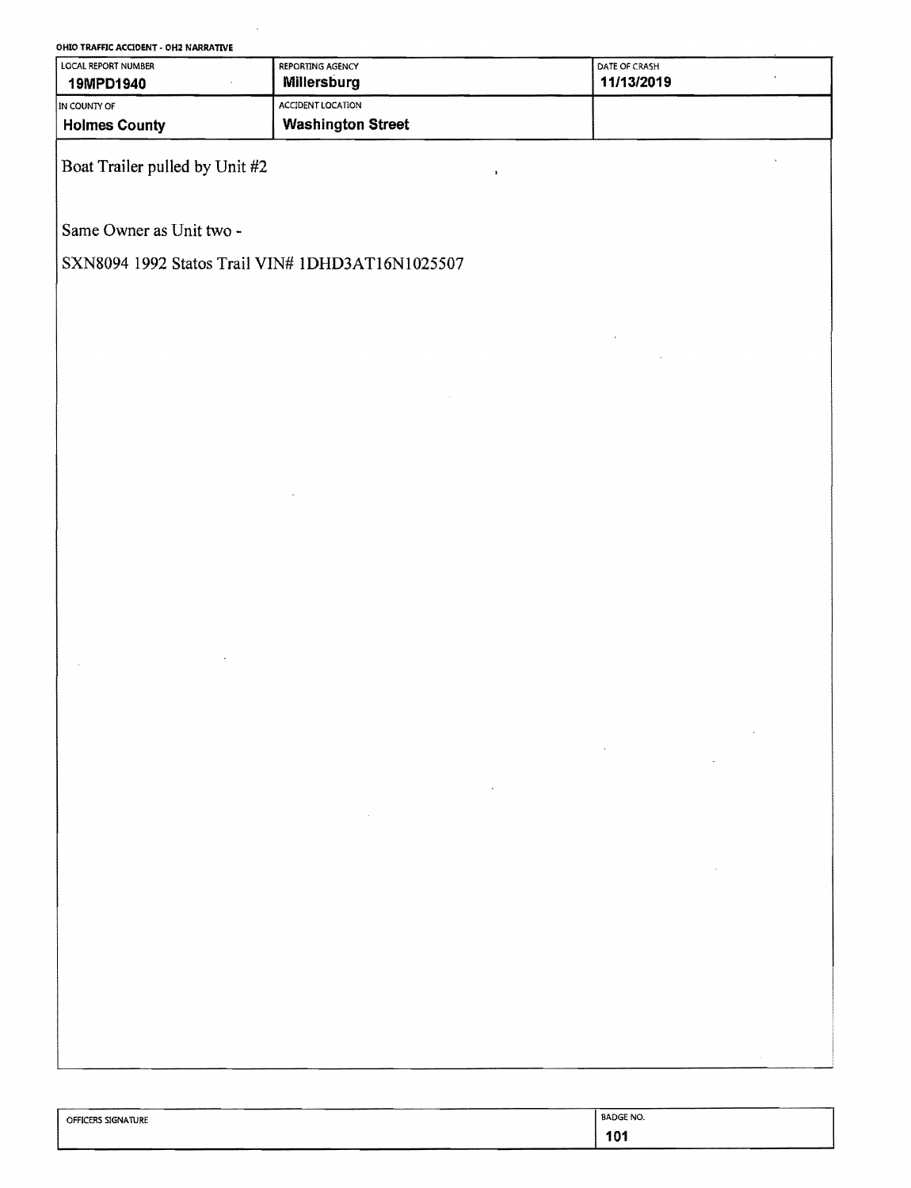**OHIO TRAFFIC ACCIDENT - OH2 NARRATIVE**

| LOCAL REPORT NUMBER | REPORTING AGENCY | DATE OF CRASH |
|---|---|---|
| **19MPD1940** | **Millersburg** | **11/13/2019** |
| IN COUNTY OF | ACCIDENT LOCATION | |
| **Holmes County** | **Washington Street** | |

Boat Trailer pulled by Unit #2

Same Owner as Unit two -

SXN8094 1992 Statos Trail VIN# 1DHD3AT16N1025507

| OFFICERS SIGNATURE | BADGE NO. |
|---|---|
| | 101 |